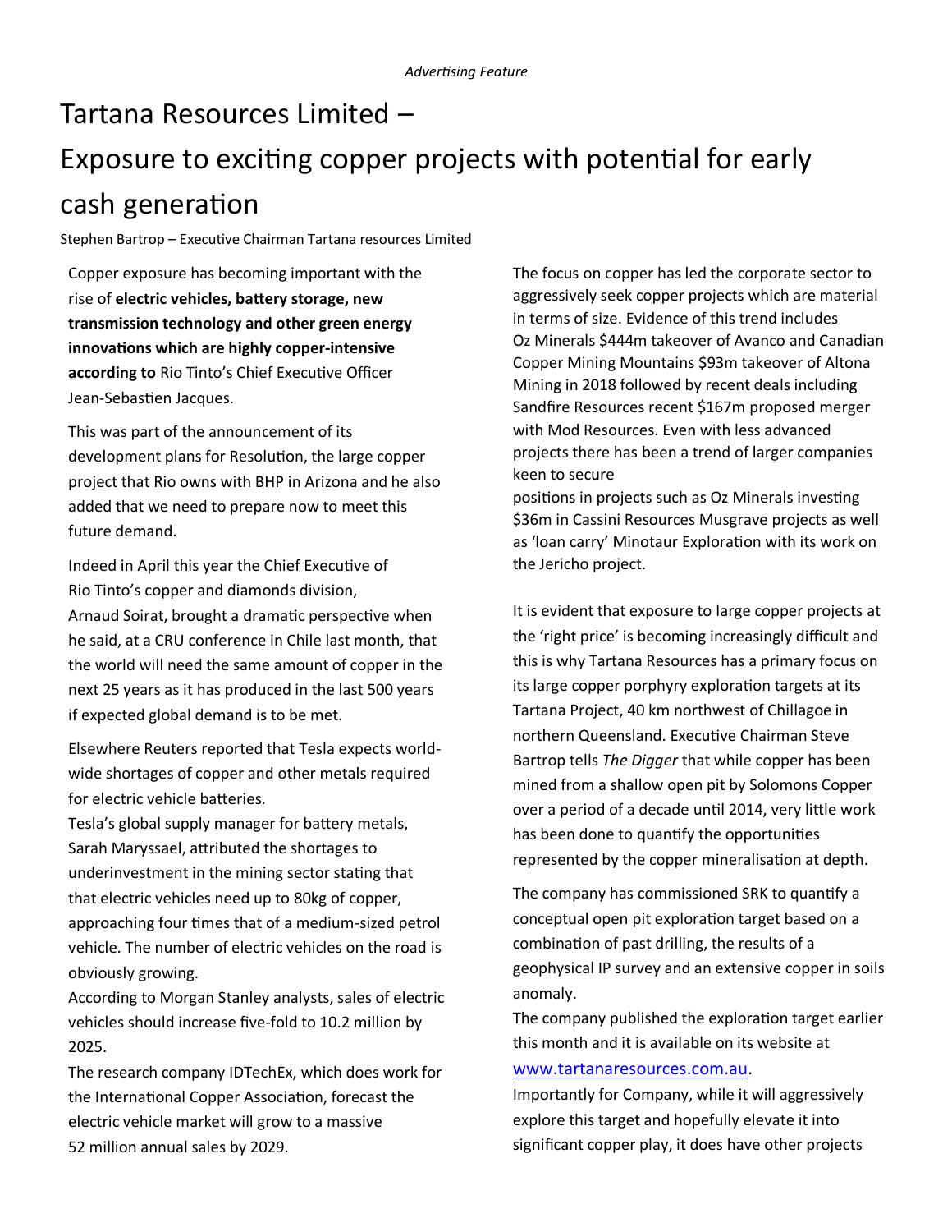*Advertising Feature*

# Tartana Resources Limited – Exposure to exciting copper projects with potential for early cash generation

Stephen Bartrop – Executive Chairman Tartana resources Limited

Copper exposure has becoming important with the rise of **electric vehicles, battery storage, new transmission technology and other green energy innovations which are highly copper-intensive according to** Rio Tinto's Chief Executive Officer Jean-Sebastien Jacques.

This was part of the announcement of its development plans for Resolution, the large copper project that Rio owns with BHP in Arizona and he also added that we need to prepare now to meet this future demand.

Indeed in April this year the Chief Executive of Rio Tinto's copper and diamonds division, Arnaud Soirat, brought a dramatic perspective when he said, at a CRU conference in Chile last month, that the world will need the same amount of copper in the next 25 years as it has produced in the last 500 years if expected global demand is to be met.

Elsewhere Reuters reported that Tesla expects world-wide shortages of copper and other metals required for electric vehicle batteries.

Tesla's global supply manager for battery metals, Sarah Maryssael, attributed the shortages to underinvestment in the mining sector stating that that electric vehicles need up to 80kg of copper, approaching four times that of a medium-sized petrol vehicle. The number of electric vehicles on the road is obviously growing.

According to Morgan Stanley analysts, sales of electric vehicles should increase five-fold to 10.2 million by 2025.

The research company IDTechEx, which does work for the International Copper Association, forecast the electric vehicle market will grow to a massive 52 million annual sales by 2029.

The focus on copper has led the corporate sector to aggressively seek copper projects which are material in terms of size. Evidence of this trend includes Oz Minerals $444m takeover of Avanco and Canadian Copper Mining Mountains $93m takeover of Altona Mining in 2018 followed by recent deals including Sandfire Resources recent $167m proposed merger with Mod Resources. Even with less advanced projects there has been a trend of larger companies keen to secure positions in projects such as Oz Minerals investing $36m in Cassini Resources Musgrave projects as well as 'loan carry' Minotaur Exploration with its work on the Jericho project.

It is evident that exposure to large copper projects at the 'right price' is becoming increasingly difficult and this is why Tartana Resources has a primary focus on its large copper porphyry exploration targets at its Tartana Project, 40 km northwest of Chillagoe in northern Queensland. Executive Chairman Steve Bartrop tells *The Digger* that while copper has been mined from a shallow open pit by Solomons Copper over a period of a decade until 2014, very little work has been done to quantify the opportunities represented by the copper mineralisation at depth.

The company has commissioned SRK to quantify a conceptual open pit exploration target based on a combination of past drilling, the results of a geophysical IP survey and an extensive copper in soils anomaly.

The company published the exploration target earlier this month and it is available on its website at www.tartanaresources.com.au.

Importantly for Company, while it will aggressively explore this target and hopefully elevate it into significant copper play, it does have other projects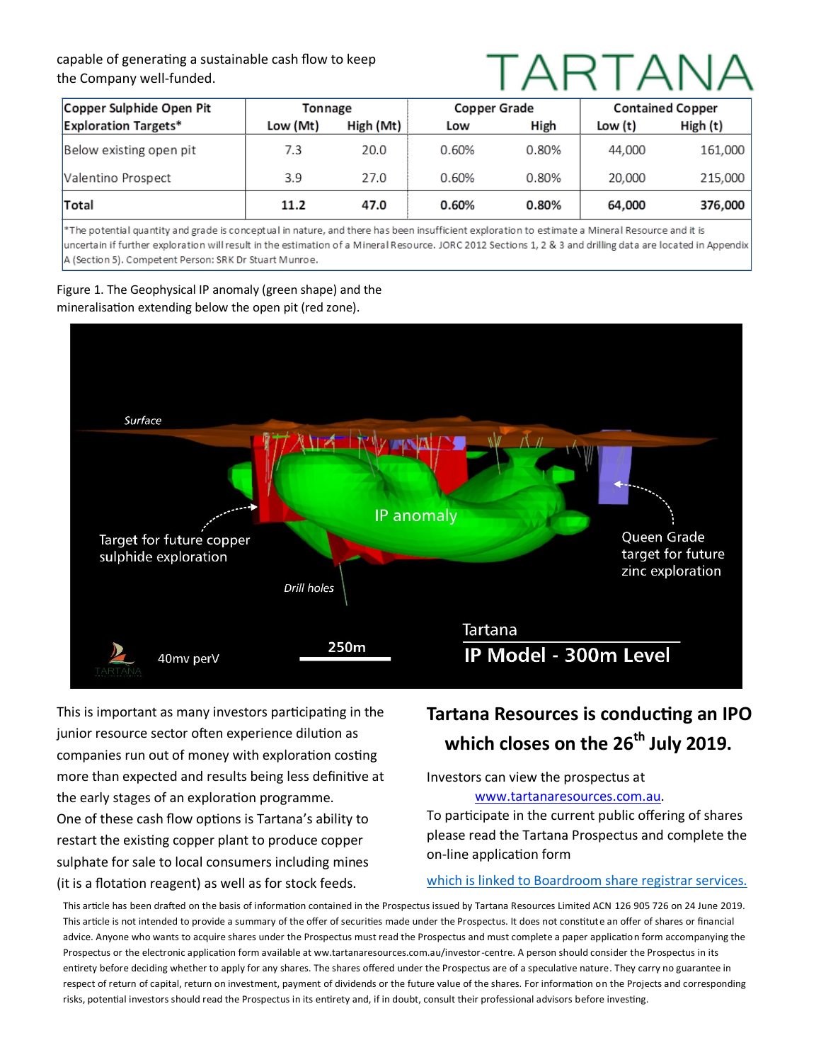capable of generating a sustainable cash flow to keep the Company well-funded.

TARTANA

| Copper Sulphide Open Pit Exploration Targets* | Tonnage | | Copper Grade | | Contained Copper | |
|---|---|---|---|---|---|---|
| | Low (Mt) | High (Mt) | Low | High | Low (t) | High (t) |
| Below existing open pit | 7.3 | 20.0 | 0.60% | 0.80% | 44,000 | 161,000 |
| Valentino Prospect | 3.9 | 27.0 | 0.60% | 0.80% | 20,000 | 215,000 |
| **Total** | **11.2** | **47.0** | **0.60%** | **0.80%** | **64,000** | **376,000** |

*The potential quantity and grade is conceptual in nature, and there has been insufficient exploration to estimate a Mineral Resource and it is uncertain if further exploration will result in the estimation of a Mineral Resource. JORC 2012 Sections 1, 2 & 3 and drilling data are located in Appendix A (Section 5). Competent Person: SRK Dr Stuart Munroe.

Figure 1. The Geophysical IP anomaly (green shape) and the mineralisation extending below the open pit (red zone).

Surface

IP anomaly

Target for future copper sulphide exploration

Queen Grade target for future zinc exploration

Drill holes

Tartana

IP Model - 300m Level

250m

40mv perV

TARTANA

This is important as many investors participating in the junior resource sector often experience dilution as companies run out of money with exploration costing more than expected and results being less definitive at the early stages of an exploration programme.

One of these cash flow options is Tartana's ability to restart the existing copper plant to produce copper sulphate for sale to local consumers including mines (it is a flotation reagent) as well as for stock feeds.

## Tartana Resources is conducting an IPO which closes on the 26th July 2019.

Investors can view the prospectus at [www.tartanaresources.com.au](www.tartanaresources.com.au).

To participate in the current public offering of shares please read the Tartana Prospectus and complete the on-line application form

[which is linked to Boardroom share registrar services.]()

This article has been drafted on the basis of information contained in the Prospectus issued by Tartana Resources Limited ACN 126 905 726 on 24 June 2019. This article is not intended to provide a summary of the offer of securities made under the Prospectus. It does not constitute an offer of shares or financial advice. Anyone who wants to acquire shares under the Prospectus must read the Prospectus and must complete a paper application form accompanying the Prospectus or the electronic application form available at ww.tartanaresources.com.au/investor-centre. A person should consider the Prospectus in its entirety before deciding whether to apply for any shares. The shares offered under the Prospectus are of a speculative nature. They carry no guarantee in respect of return of capital, return on investment, payment of dividends or the future value of the shares. For information on the Projects and corresponding risks, potential investors should read the Prospectus in its entirety and, if in doubt, consult their professional advisors before investing.